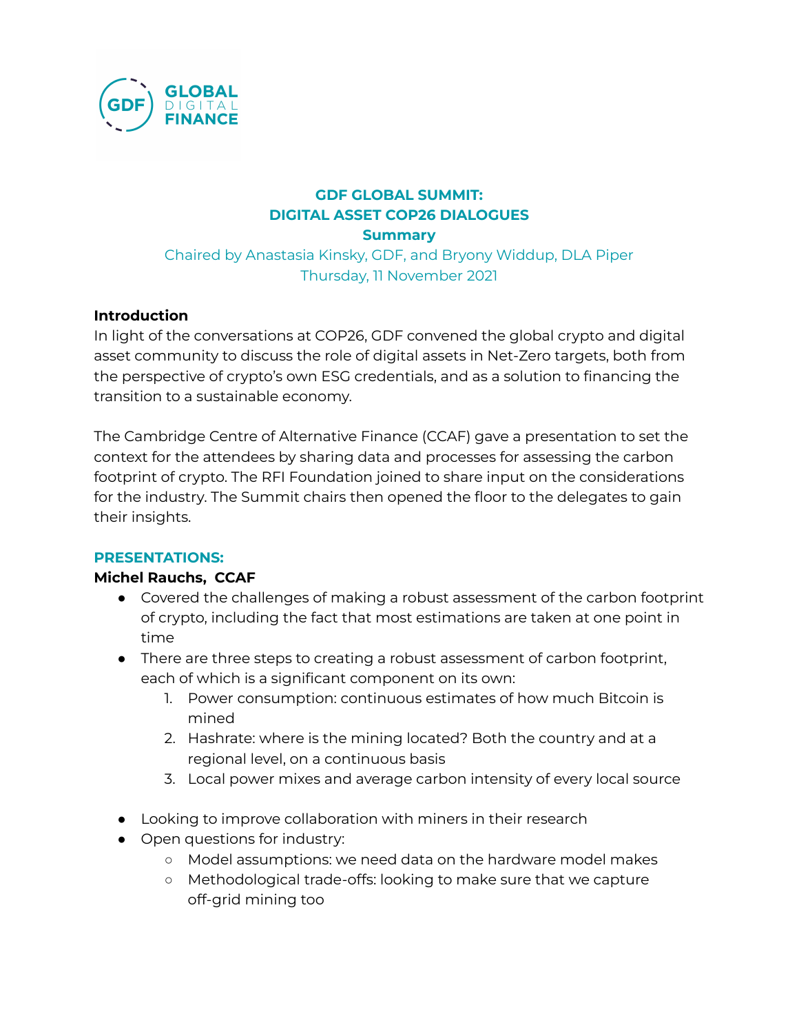GLOBAL DIGITAL FINANCE

# GDF GLOBAL SUMMIT: DIGITAL ASSET COP26 DIALOGUES

## Summary

Chaired by Anastasia Kinsky, GDF, and Bryony Widdup, DLA Piper
Thursday, 11 November 2021

### Introduction

In light of the conversations at COP26, GDF convened the global crypto and digital asset community to discuss the role of digital assets in Net-Zero targets, both from the perspective of crypto's own ESG credentials, and as a solution to financing the transition to a sustainable economy.

The Cambridge Centre of Alternative Finance (CCAF) gave a presentation to set the context for the attendees by sharing data and processes for assessing the carbon footprint of crypto. The RFI Foundation joined to share input on the considerations for the industry. The Summit chairs then opened the floor to the delegates to gain their insights.

### PRESENTATIONS:

**Michel Rauchs, CCAF**

- Covered the challenges of making a robust assessment of the carbon footprint of crypto, including the fact that most estimations are taken at one point in time
- There are three steps to creating a robust assessment of carbon footprint, each of which is a significant component on its own:
    1. Power consumption: continuous estimates of how much Bitcoin is mined
    2. Hashrate: where is the mining located? Both the country and at a regional level, on a continuous basis
    3. Local power mixes and average carbon intensity of every local source
- Looking to improve collaboration with miners in their research
- Open questions for industry:
    - Model assumptions: we need data on the hardware model makes
    - Methodological trade-offs: looking to make sure that we capture off-grid mining too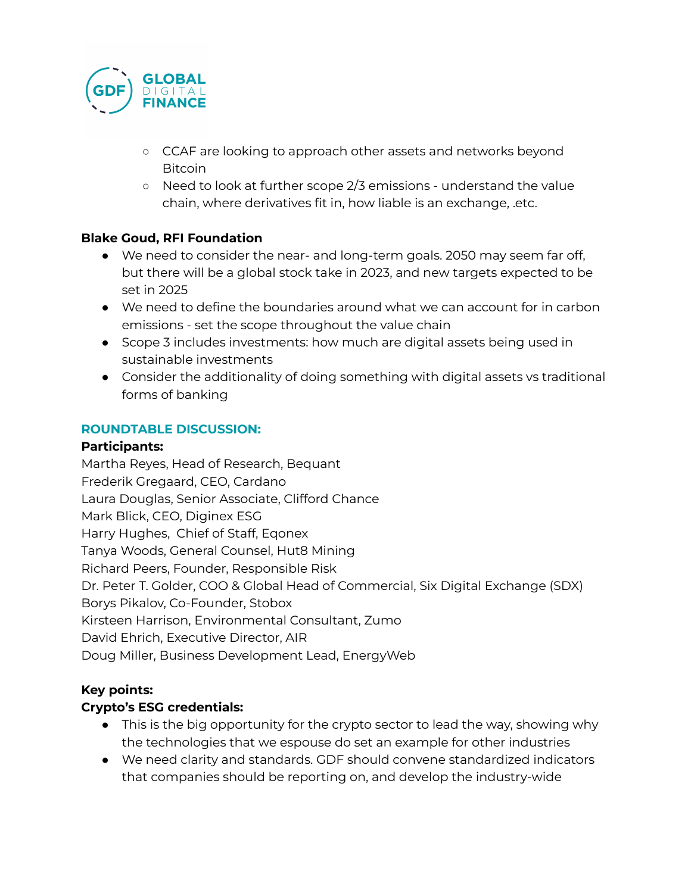- CCAF are looking to approach other assets and networks beyond Bitcoin
- Need to look at further scope 2/3 emissions - understand the value chain, where derivatives fit in, how liable is an exchange, .etc.

**Blake Goud, RFI Foundation**

- We need to consider the near- and long-term goals. 2050 may seem far off, but there will be a global stock take in 2023, and new targets expected to be set in 2025
- We need to define the boundaries around what we can account for in carbon emissions - set the scope throughout the value chain
- Scope 3 includes investments: how much are digital assets being used in sustainable investments
- Consider the additionality of doing something with digital assets vs traditional forms of banking

**ROUNDTABLE DISCUSSION:**

**Participants:**

Martha Reyes, Head of Research, Bequant
Frederik Gregaard, CEO, Cardano
Laura Douglas, Senior Associate, Clifford Chance
Mark Blick, CEO, Diginex ESG
Harry Hughes, Chief of Staff, Eqonex
Tanya Woods, General Counsel, Hut8 Mining
Richard Peers, Founder, Responsible Risk
Dr. Peter T. Golder, COO & Global Head of Commercial, Six Digital Exchange (SDX)
Borys Pikalov, Co-Founder, Stobox
Kirsteen Harrison, Environmental Consultant, Zumo
David Ehrich, Executive Director, AIR
Doug Miller, Business Development Lead, EnergyWeb

**Key points:**

**Crypto's ESG credentials:**

- This is the big opportunity for the crypto sector to lead the way, showing why the technologies that we espouse do set an example for other industries
- We need clarity and standards. GDF should convene standardized indicators that companies should be reporting on, and develop the industry-wide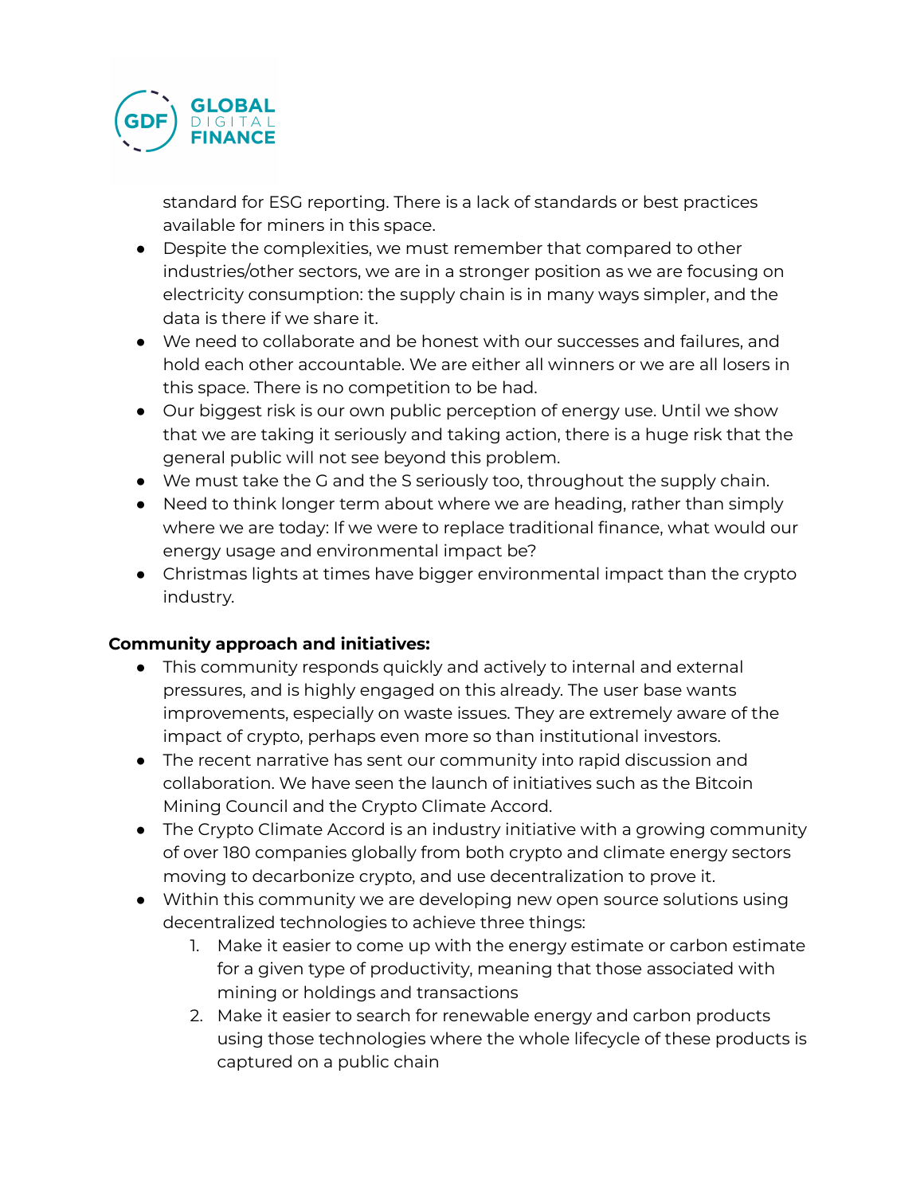- standard for ESG reporting. There is a lack of standards or best practices available for miners in this space.
- Despite the complexities, we must remember that compared to other industries/other sectors, we are in a stronger position as we are focusing on electricity consumption: the supply chain is in many ways simpler, and the data is there if we share it.
- We need to collaborate and be honest with our successes and failures, and hold each other accountable. We are either all winners or we are all losers in this space. There is no competition to be had.
- Our biggest risk is our own public perception of energy use. Until we show that we are taking it seriously and taking action, there is a huge risk that the general public will not see beyond this problem.
- We must take the G and the S seriously too, throughout the supply chain.
- Need to think longer term about where we are heading, rather than simply where we are today: If we were to replace traditional finance, what would our energy usage and environmental impact be?
- Christmas lights at times have bigger environmental impact than the crypto industry.

**Community approach and initiatives:**

- This community responds quickly and actively to internal and external pressures, and is highly engaged on this already. The user base wants improvements, especially on waste issues. They are extremely aware of the impact of crypto, perhaps even more so than institutional investors.
- The recent narrative has sent our community into rapid discussion and collaboration. We have seen the launch of initiatives such as the Bitcoin Mining Council and the Crypto Climate Accord.
- The Crypto Climate Accord is an industry initiative with a growing community of over 180 companies globally from both crypto and climate energy sectors moving to decarbonize crypto, and use decentralization to prove it.
- Within this community we are developing new open source solutions using decentralized technologies to achieve three things:
  1. Make it easier to come up with the energy estimate or carbon estimate for a given type of productivity, meaning that those associated with mining or holdings and transactions
  2. Make it easier to search for renewable energy and carbon products using those technologies where the whole lifecycle of these products is captured on a public chain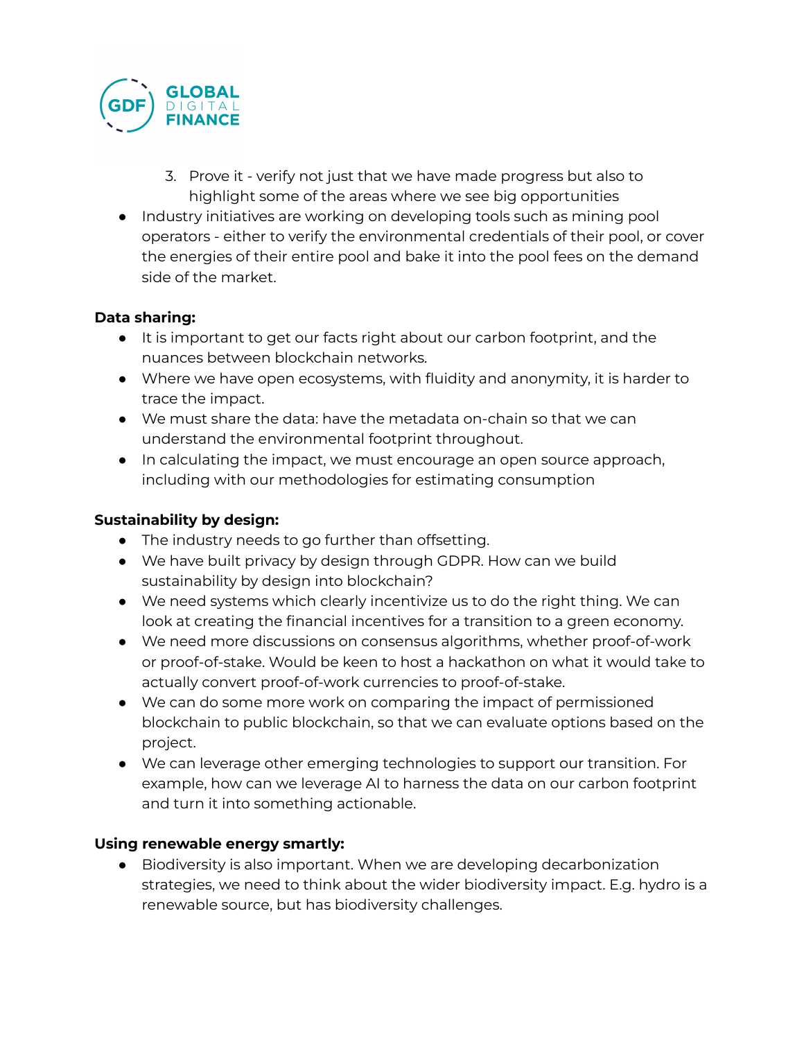3. Prove it - verify not just that we have made progress but also to highlight some of the areas where we see big opportunities

- Industry initiatives are working on developing tools such as mining pool operators - either to verify the environmental credentials of their pool, or cover the energies of their entire pool and bake it into the pool fees on the demand side of the market.

**Data sharing:**

- It is important to get our facts right about our carbon footprint, and the nuances between blockchain networks.
- Where we have open ecosystems, with fluidity and anonymity, it is harder to trace the impact.
- We must share the data: have the metadata on-chain so that we can understand the environmental footprint throughout.
- In calculating the impact, we must encourage an open source approach, including with our methodologies for estimating consumption

**Sustainability by design:**

- The industry needs to go further than offsetting.
- We have built privacy by design through GDPR. How can we build sustainability by design into blockchain?
- We need systems which clearly incentivize us to do the right thing. We can look at creating the financial incentives for a transition to a green economy.
- We need more discussions on consensus algorithms, whether proof-of-work or proof-of-stake. Would be keen to host a hackathon on what it would take to actually convert proof-of-work currencies to proof-of-stake.
- We can do some more work on comparing the impact of permissioned blockchain to public blockchain, so that we can evaluate options based on the project.
- We can leverage other emerging technologies to support our transition. For example, how can we leverage AI to harness the data on our carbon footprint and turn it into something actionable.

**Using renewable energy smartly:**

- Biodiversity is also important. When we are developing decarbonization strategies, we need to think about the wider biodiversity impact. E.g. hydro is a renewable source, but has biodiversity challenges.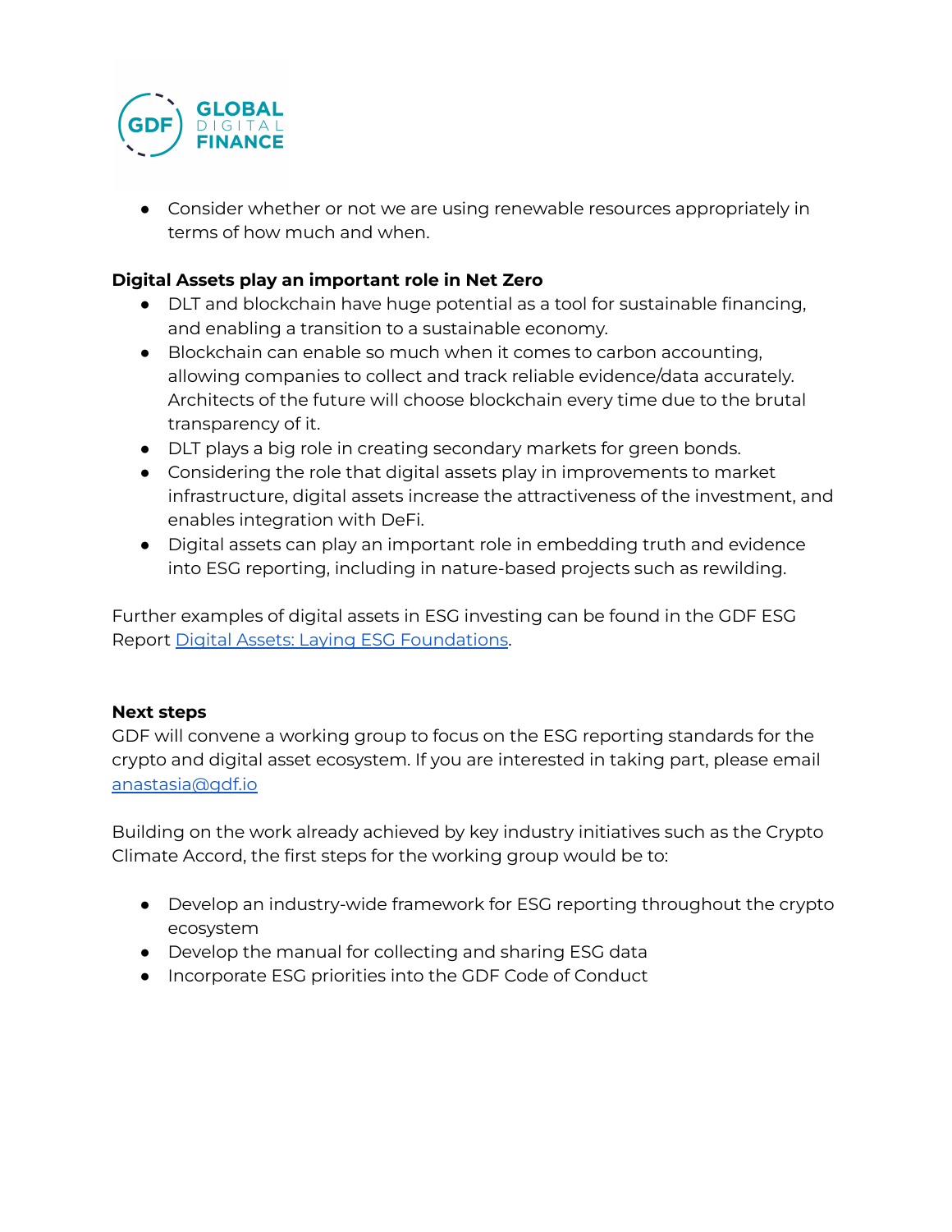- Consider whether or not we are using renewable resources appropriately in terms of how much and when.

**Digital Assets play an important role in Net Zero**

- DLT and blockchain have huge potential as a tool for sustainable financing, and enabling a transition to a sustainable economy.
- Blockchain can enable so much when it comes to carbon accounting, allowing companies to collect and track reliable evidence/data accurately. Architects of the future will choose blockchain every time due to the brutal transparency of it.
- DLT plays a big role in creating secondary markets for green bonds.
- Considering the role that digital assets play in improvements to market infrastructure, digital assets increase the attractiveness of the investment, and enables integration with DeFi.
- Digital assets can play an important role in embedding truth and evidence into ESG reporting, including in nature-based projects such as rewilding.

Further examples of digital assets in ESG investing can be found in the GDF ESG Report [Digital Assets: Laying ESG Foundations](#).

**Next steps**

GDF will convene a working group to focus on the ESG reporting standards for the crypto and digital asset ecosystem. If you are interested in taking part, please email [anastasia@gdf.io](mailto:anastasia@gdf.io)

Building on the work already achieved by key industry initiatives such as the Crypto Climate Accord, the first steps for the working group would be to:

- Develop an industry-wide framework for ESG reporting throughout the crypto ecosystem
- Develop the manual for collecting and sharing ESG data
- Incorporate ESG priorities into the GDF Code of Conduct